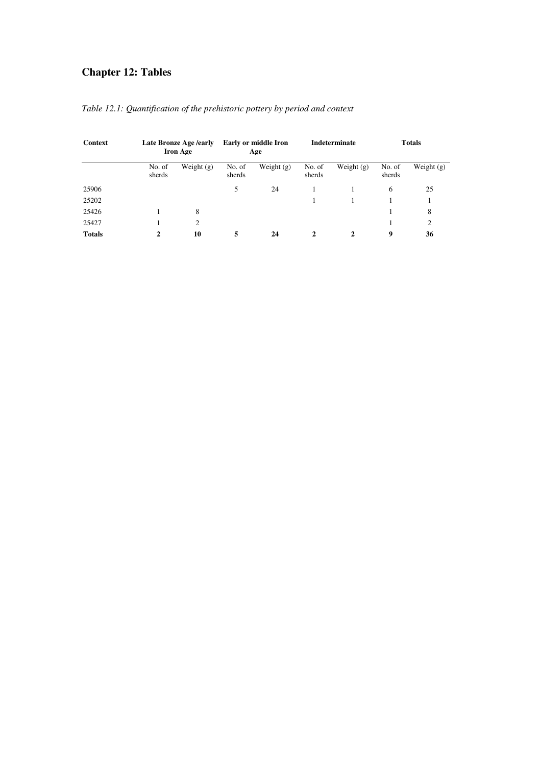# Chapter 12: Tables

*Table 12.1: Quantification of the prehistoric pottery by period and context*

| Context | Late Bronze Age /early Iron Age | | Early or middle Iron Age | | Indeterminate | | Totals | |
|---|---|---|---|---|---|---|---|---|
| | No. of sherds | Weight (g) | No. of sherds | Weight (g) | No. of sherds | Weight (g) | No. of sherds | Weight (g) |
| 25906 | | | 5 | 24 | 1 | 1 | 6 | 25 |
| 25202 | | | | | 1 | 1 | 1 | 1 |
| 25426 | 1 | 8 | | | | | 1 | 8 |
| 25427 | 1 | 2 | | | | | 1 | 2 |
| **Totals** | **2** | **10** | **5** | **24** | **2** | **2** | **9** | **36** |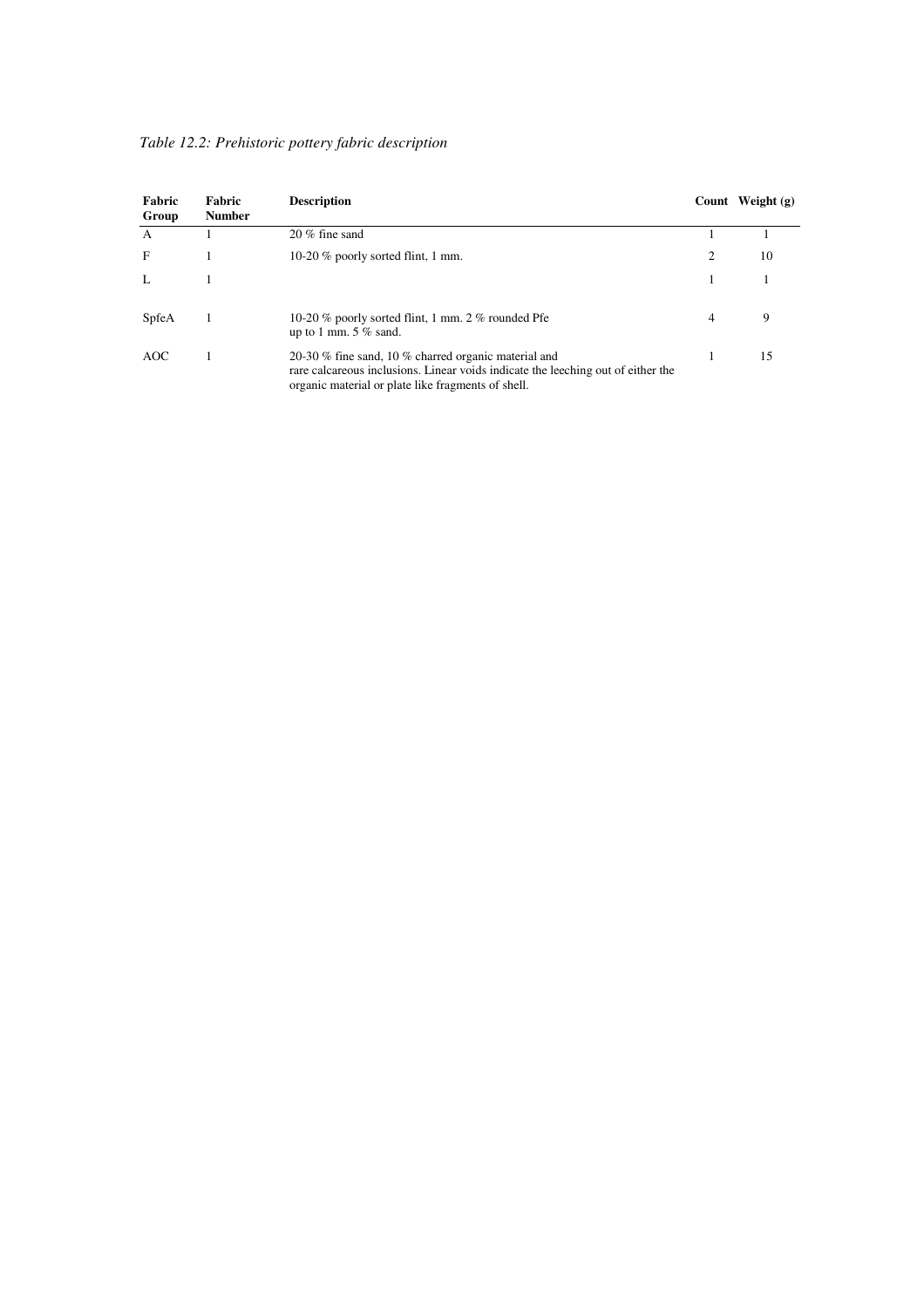*Table 12.2: Prehistoric pottery fabric description*

| Fabric Group | Fabric Number | Description | Count | Weight (g) |
|---|---|---|---|---|
| A | 1 | 20 % fine sand | 1 | 1 |
| F | 1 | 10-20 % poorly sorted flint, 1 mm. | 2 | 10 |
| L | 1 | | 1 | 1 |
| SpfeA | 1 | 10-20 % poorly sorted flint, 1 mm. 2 % rounded Pfe up to 1 mm. 5 % sand. | 4 | 9 |
| AOC | 1 | 20-30 % fine sand, 10 % charred organic material and rare calcareous inclusions. Linear voids indicate the leeching out of either the organic material or plate like fragments of shell. | 1 | 15 |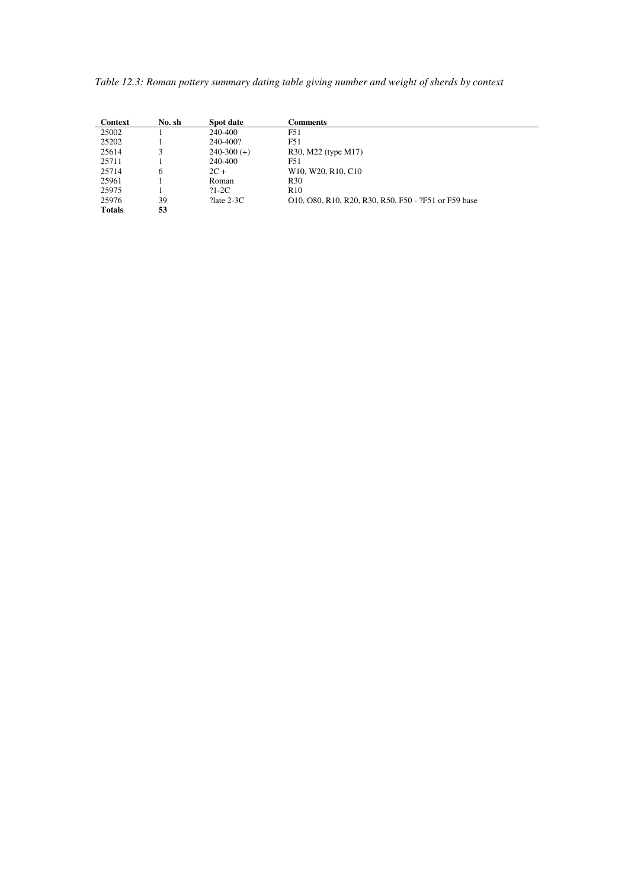*Table 12.3: Roman pottery summary dating table giving number and weight of sherds by context*

| Context | No. sh | Spot date | Comments |
|---|---|---|---|
| 25002 | 1 | 240-400 | F51 |
| 25202 | 1 | 240-400? | F51 |
| 25614 | 3 | 240-300 (+) | R30, M22 (type M17) |
| 25711 | 1 | 240-400 | F51 |
| 25714 | 6 | 2C + | W10, W20, R10, C10 |
| 25961 | 1 | Roman | R30 |
| 25975 | 1 | ?1-2C | R10 |
| 25976 | 39 | ?late 2-3C | O10, O80, R10, R20, R30, R50, F50 - ?F51 or F59 base |
| **Totals** | **53** | | |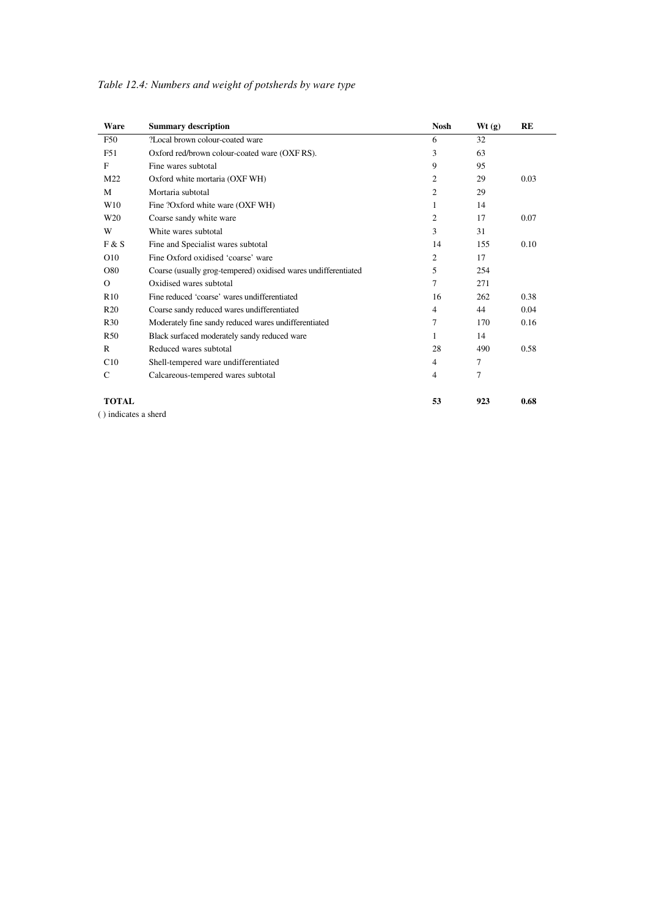*Table 12.4: Numbers and weight of potsherds by ware type*

| Ware | Summary description | Nosh | Wt (g) | RE |
|---|---|---|---|---|
| F50 | ?Local brown colour-coated ware | 6 | 32 | |
| F51 | Oxford red/brown colour-coated ware (OXF RS). | 3 | 63 | |
| F | Fine wares subtotal | 9 | 95 | |
| M22 | Oxford white mortaria (OXF WH) | 2 | 29 | 0.03 |
| M | Mortaria subtotal | 2 | 29 | |
| W10 | Fine ?Oxford white ware (OXF WH) | 1 | 14 | |
| W20 | Coarse sandy white ware | 2 | 17 | 0.07 |
| W | White wares subtotal | 3 | 31 | |
| F & S | Fine and Specialist wares subtotal | 14 | 155 | 0.10 |
| O10 | Fine Oxford oxidised 'coarse' ware | 2 | 17 | |
| O80 | Coarse (usually grog-tempered) oxidised wares undifferentiated | 5 | 254 | |
| O | Oxidised wares subtotal | 7 | 271 | |
| R10 | Fine reduced 'coarse' wares undifferentiated | 16 | 262 | 0.38 |
| R20 | Coarse sandy reduced wares undifferentiated | 4 | 44 | 0.04 |
| R30 | Moderately fine sandy reduced wares undifferentiated | 7 | 170 | 0.16 |
| R50 | Black surfaced moderately sandy reduced ware | 1 | 14 | |
| R | Reduced wares subtotal | 28 | 490 | 0.58 |
| C10 | Shell-tempered ware undifferentiated | 4 | 7 | |
| C | Calcareous-tempered wares subtotal | 4 | 7 | |
| **TOTAL** | | **53** | **923** | **0.68** |

( ) indicates a sherd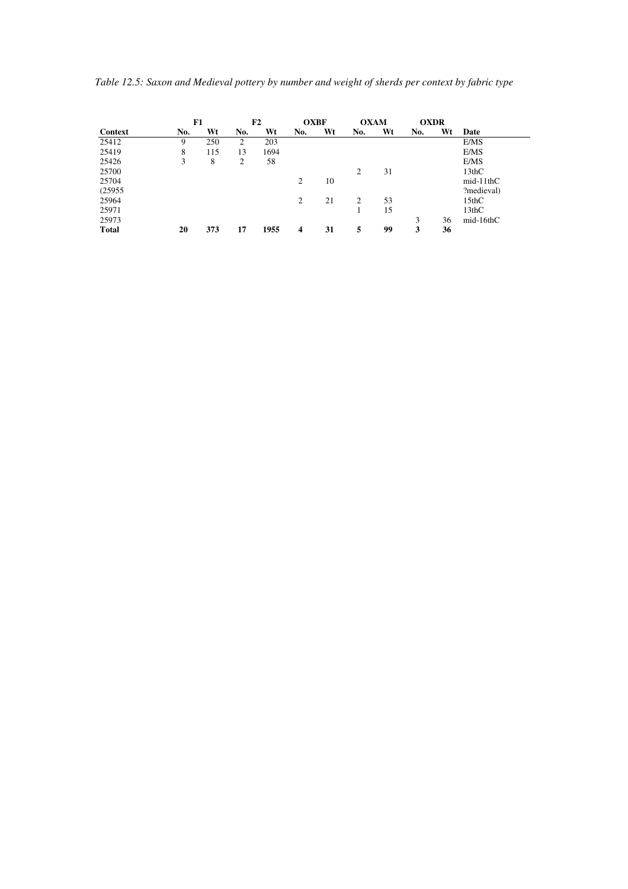*Table 12.5: Saxon and Medieval pottery by number and weight of sherds per context by fabric type*

| | F1 | | F2 | | OXBF | | OXAM | | OXDR | | |
|---|---|---|---|---|---|---|---|---|---|---|---|
| **Context** | **No.** | **Wt** | **No.** | **Wt** | **No.** | **Wt** | **No.** | **Wt** | **No.** | **Wt** | **Date** |
| 25412 | 9 | 250 | 2 | 203 | | | | | | | E/MS |
| 25419 | 8 | 115 | 13 | 1694 | | | | | | | E/MS |
| 25426 | 3 | 8 | 2 | 58 | | | | | | | E/MS |
| 25700 | | | | | | | 2 | 31 | | | 13thC |
| 25704 | | | | | 2 | 10 | | | | | mid-11thC |
| (25955 | | | | | | | | | | | ?medieval) |
| 25964 | | | | | 2 | 21 | 2 | 53 | | | 15thC |
| 25971 | | | | | | | 1 | 15 | | | 13thC |
| 25973 | | | | | | | | | 3 | 36 | mid-16thC |
| **Total** | **20** | **373** | **17** | **1955** | **4** | **31** | **5** | **99** | **3** | **36** | |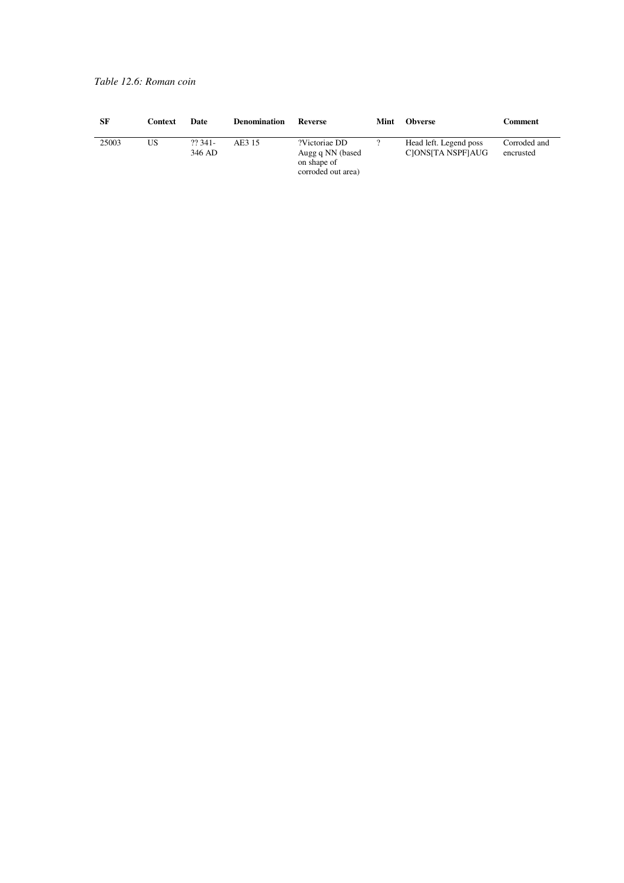*Table 12.6: Roman coin*

| SF | Context | Date | Denomination | Reverse | Mint | Obverse | Comment |
|---|---|---|---|---|---|---|---|
| 25003 | US | ?? 341-346 AD | AE3 15 | ?Victoriae DD Augg q NN (based on shape of corroded out area) | ? | Head left. Legend poss C]ONS[TA NSPF]AUG | Corroded and encrusted |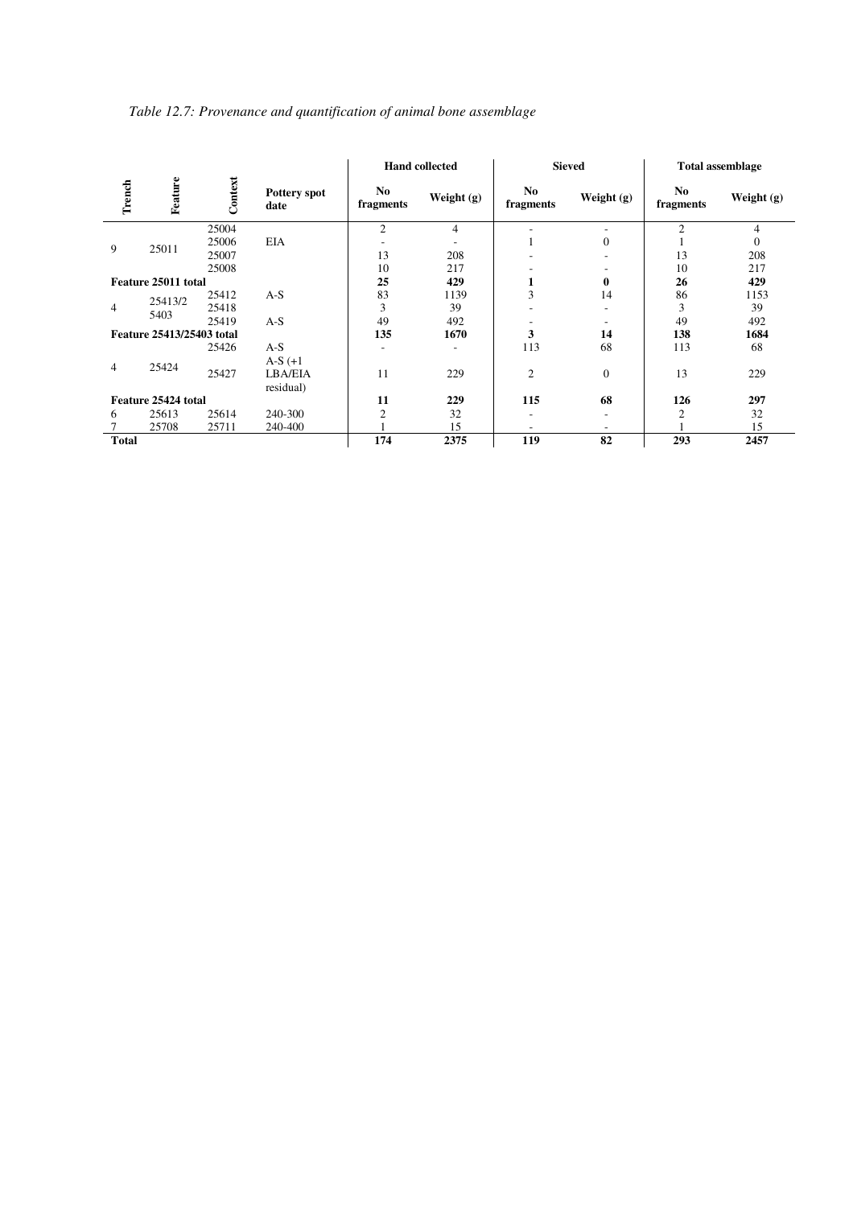*Table 12.7: Provenance and quantification of animal bone assemblage*

| Trench | Feature | Context | Pottery spot date | Hand collected | | Sieved | | Total assemblage | |
|---|---|---|---|---|---|---|---|---|---|
| | | | | No fragments | Weight (g) | No fragments | Weight (g) | No fragments | Weight (g) |
| 9 | 25011 | 25004 | | 2 | 4 | - | - | 2 | 4 |
| | | 25006 | EIA | - | - | 1 | 0 | 1 | 0 |
| | | 25007 | | 13 | 208 | - | - | 13 | 208 |
| | | 25008 | | 10 | 217 | - | - | 10 | 217 |
| **Feature 25011 total** | | | | **25** | **429** | **1** | **0** | **26** | **429** |
| 4 | 25413/25403 | 25412 | A-S | 83 | 1139 | 3 | 14 | 86 | 1153 |
| | | 25418 | | 3 | 39 | - | - | 3 | 39 |
| | | 25419 | A-S | 49 | 492 | - | - | 49 | 492 |
| **Feature 25413/25403 total** | | | | **135** | **1670** | **3** | **14** | **138** | **1684** |
| 4 | 25424 | 25426 | A-S | - | - | 113 | 68 | 113 | 68 |
| | | 25427 | A-S (+1 LBA/EIA residual) | 11 | 229 | 2 | 0 | 13 | 229 |
| **Feature 25424 total** | | | | **11** | **229** | **115** | **68** | **126** | **297** |
| 6 | 25613 | 25614 | 240-300 | 2 | 32 | - | - | 2 | 32 |
| 7 | 25708 | 25711 | 240-400 | 1 | 15 | - | - | 1 | 15 |
| **Total** | | | | **174** | **2375** | **119** | **82** | **293** | **2457** |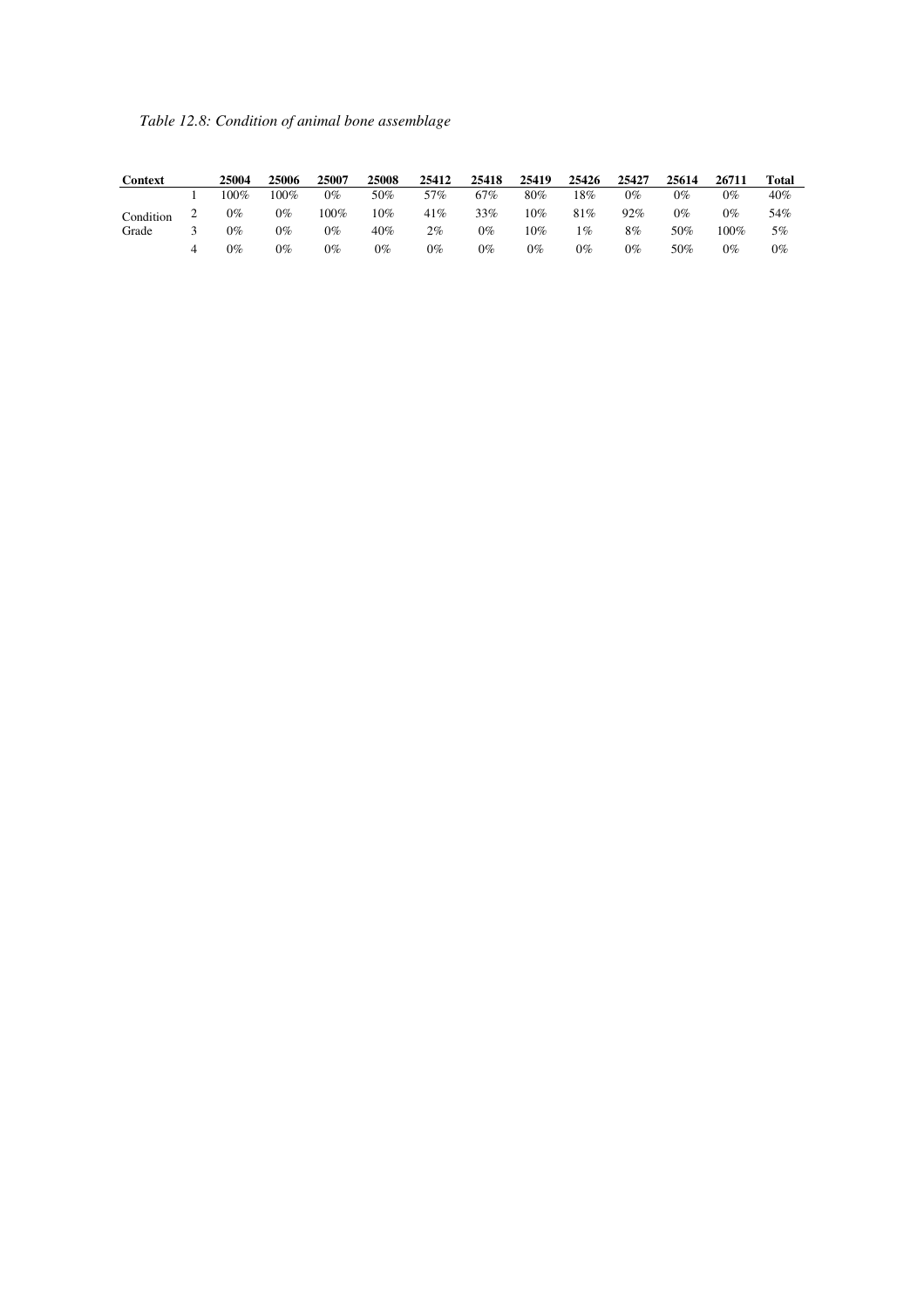*Table 12.8: Condition of animal bone assemblage*

| Context | | 25004 | 25006 | 25007 | 25008 | 25412 | 25418 | 25419 | 25426 | 25427 | 25614 | 26711 | Total |
|---|---|---|---|---|---|---|---|---|---|---|---|---|---|
| | 1 | 100% | 100% | 0% | 50% | 57% | 67% | 80% | 18% | 0% | 0% | 0% | 40% |
| Condition | 2 | 0% | 0% | 100% | 10% | 41% | 33% | 10% | 81% | 92% | 0% | 0% | 54% |
| Grade | 3 | 0% | 0% | 0% | 40% | 2% | 0% | 10% | 1% | 8% | 50% | 100% | 5% |
| | 4 | 0% | 0% | 0% | 0% | 0% | 0% | 0% | 0% | 0% | 50% | 0% | 0% |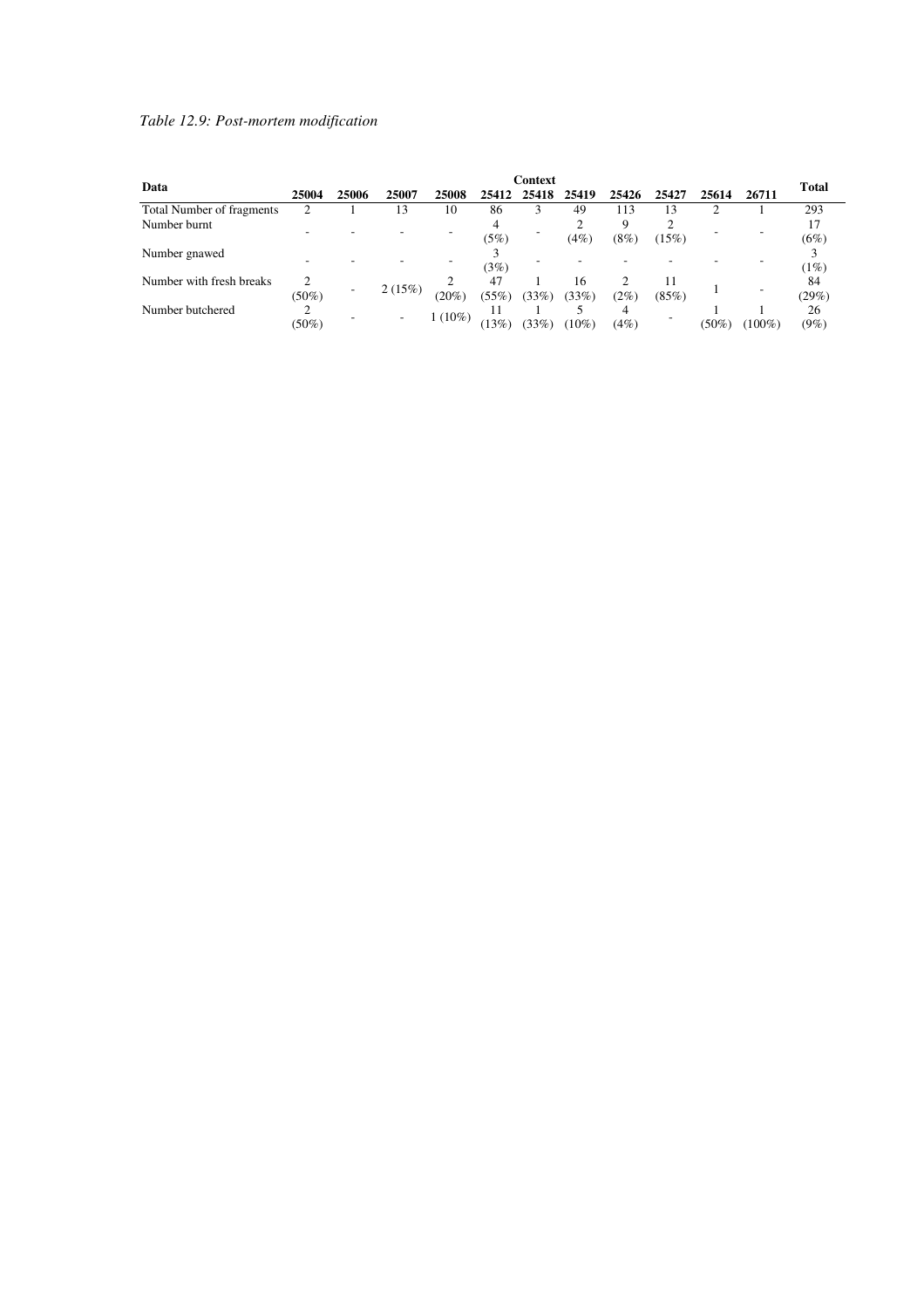*Table 12.9: Post-mortem modification*

| Data | Context | | | | | | | | | | | Total |
|---|---|---|---|---|---|---|---|---|---|---|---|---|
| | 25004 | 25006 | 25007 | 25008 | 25412 | 25418 | 25419 | 25426 | 25427 | 25614 | 26711 | |
| Total Number of fragments | 2 | 1 | 13 | 10 | 86 | 3 | 49 | 113 | 13 | 2 | 1 | 293 |
| Number burnt | - | - | - | - | 4 (5%) | - | 2 (4%) | 9 (8%) | 2 (15%) | - | - | 17 (6%) |
| Number gnawed | - | - | - | - | 3 (3%) | - | - | - | - | - | - | 3 (1%) |
| Number with fresh breaks | 2 (50%) | - | 2 (15%) | 2 (20%) | 47 (55%) | 1 (33%) | 16 (33%) | 2 (2%) | 11 (85%) | 1 | - | 84 (29%) |
| Number butchered | 2 (50%) | - | - | 1 (10%) | 11 (13%) | 1 (33%) | 5 (10%) | 4 (4%) | - | 1 (50%) | 1 (100%) | 26 (9%) |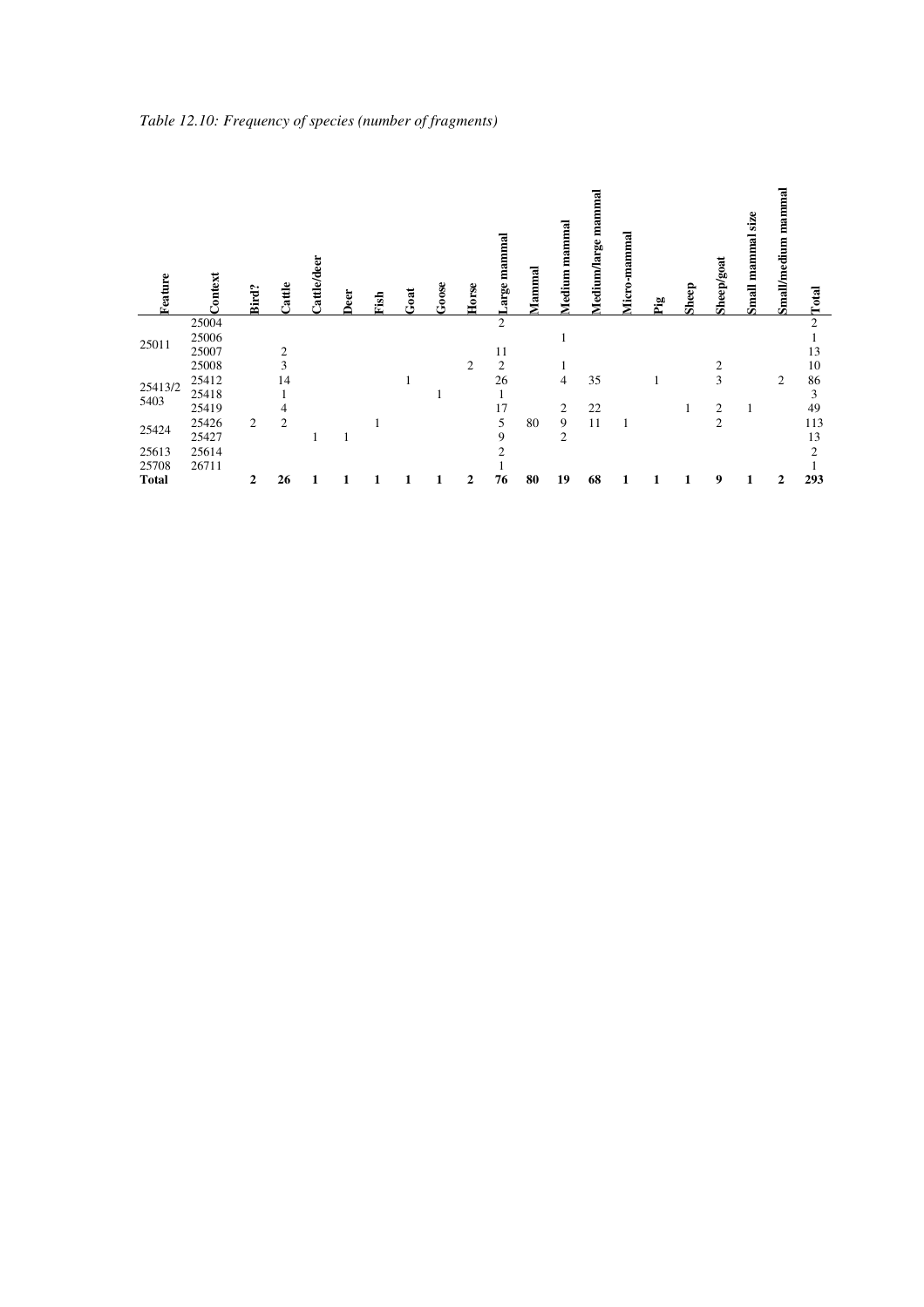*Table 12.10: Frequency of species (number of fragments)*

| Feature | Context | Bird? | Cattle | Cattle/deer | Deer | Fish | Goat | Goose | Horse | Large mammal | Mammal | Medium mammal | Medium/large mammal | Micro-mammal | Pig | Sheep | Sheep/goat | Small mammal size | Small/medium mammal | Total |
|---|---|---|---|---|---|---|---|---|---|---|---|---|---|---|---|---|---|---|---|---|
| | 25004 | | | | | | | | | 2 | | | | | | | | | | 2 |
| 25011 | 25006 | | | | | | | | | | | 1 | | | | | | | | 1 |
| | 25007 | | 2 | | | | | | | 11 | | | | | | | | | | 13 |
| | 25008 | | 3 | | | | | | 2 | 2 | | 1 | | | | | 2 | | | 10 |
| | 25412 | | 14 | | | | 1 | | | 26 | | 4 | 35 | | 1 | | 3 | | 2 | 86 |
| 25413/25403 | 25418 | | 1 | | | | | 1 | | 1 | | | | | | | | | | 3 |
| | 25419 | | 4 | | | | | | | 17 | | 2 | 22 | | | 1 | 2 | 1 | | 49 |
| 25424 | 25426 | 2 | 2 | | | 1 | | | | 5 | 80 | 9 | 11 | 1 | | | 2 | | | 113 |
| | 25427 | | | 1 | 1 | | | | | 9 | | 2 | | | | | | | | 13 |
| 25613 | 25614 | | | | | | | | | 2 | | | | | | | | | | 2 |
| 25708 | 26711 | | | | | | | | | 1 | | | | | | | | | | 1 |
| **Total** | | **2** | **26** | **1** | **1** | **1** | **1** | **1** | **2** | **76** | **80** | **19** | **68** | **1** | **1** | **1** | **9** | **1** | **2** | **293** |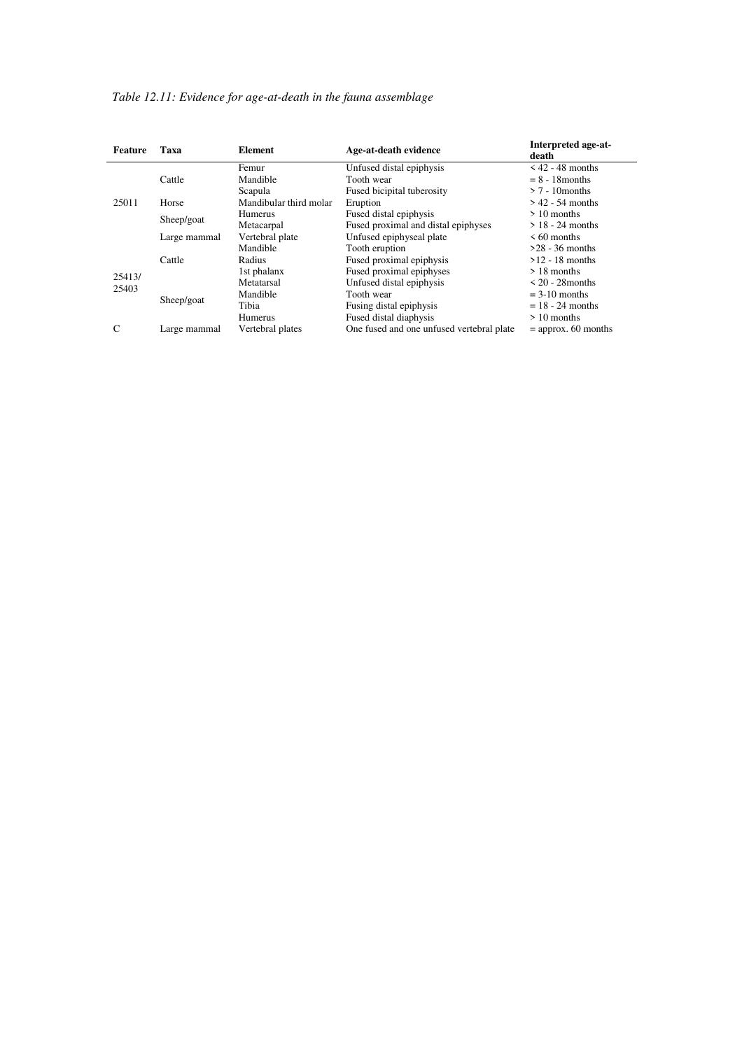*Table 12.11: Evidence for age-at-death in the fauna assemblage*

| Feature | Taxa | Element | Age-at-death evidence | Interpreted age-at-death |
|---|---|---|---|---|
| 25011 | Cattle | Femur | Unfused distal epiphysis | < 42 - 48 months |
| | | Mandible | Tooth wear | = 8 - 18months |
| | | Scapula | Fused bicipital tuberosity | > 7 - 10months |
| | Horse | Mandibular third molar | Eruption | > 42 - 54 months |
| | Sheep/goat | Humerus | Fused distal epiphysis | > 10 months |
| | | Metacarpal | Fused proximal and distal epiphyses | > 18 - 24 months |
| | Large mammal | Vertebral plate | Unfused epiphyseal plate | < 60 months |
| 25413/ 25403 | Cattle | Mandible | Tooth eruption | >28 - 36 months |
| | | Radius | Fused proximal epiphysis | >12 - 18 months |
| | | 1st phalanx | Fused proximal epiphyses | > 18 months |
| | | Metatarsal | Unfused distal epiphysis | < 20 - 28months |
| | Sheep/goat | Mandible | Tooth wear | = 3-10 months |
| | | Tibia | Fusing distal epiphysis | = 18 - 24 months |
| | | Humerus | Fused distal diaphysis | > 10 months |
| C | Large mammal | Vertebral plates | One fused and one unfused vertebral plate | = approx. 60 months |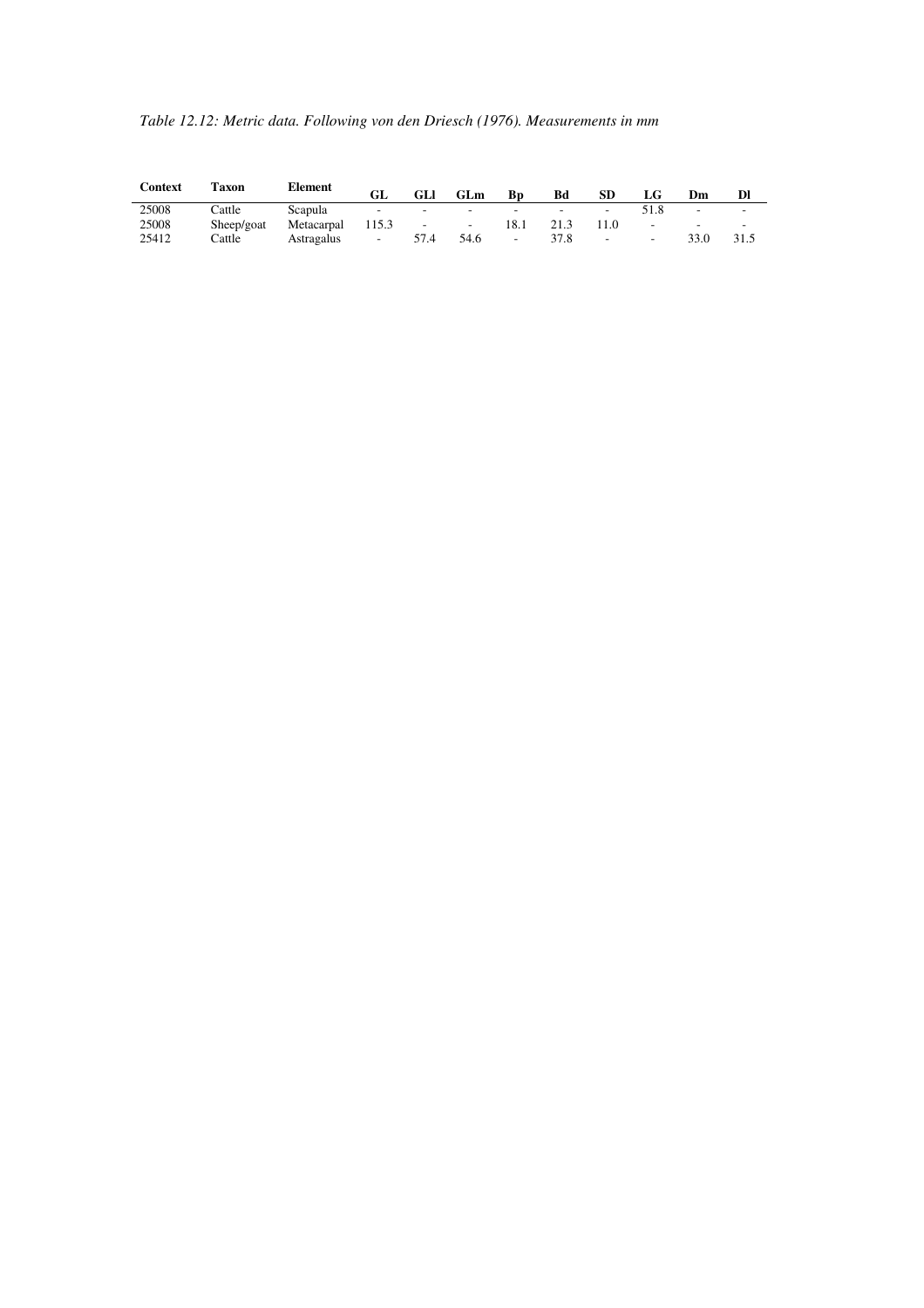*Table 12.12: Metric data. Following von den Driesch (1976). Measurements in mm*

| Context | Taxon | Element | GL | GLl | GLm | Bp | Bd | SD | LG | Dm | Dl |
|---|---|---|---|---|---|---|---|---|---|---|---|
| 25008 | Cattle | Scapula | - | - | - | - | - | - | 51.8 | - | - |
| 25008 | Sheep/goat | Metacarpal | 115.3 | - | - | 18.1 | 21.3 | 11.0 | - | - | - |
| 25412 | Cattle | Astragalus | - | 57.4 | 54.6 | - | 37.8 | - | - | 33.0 | 31.5 |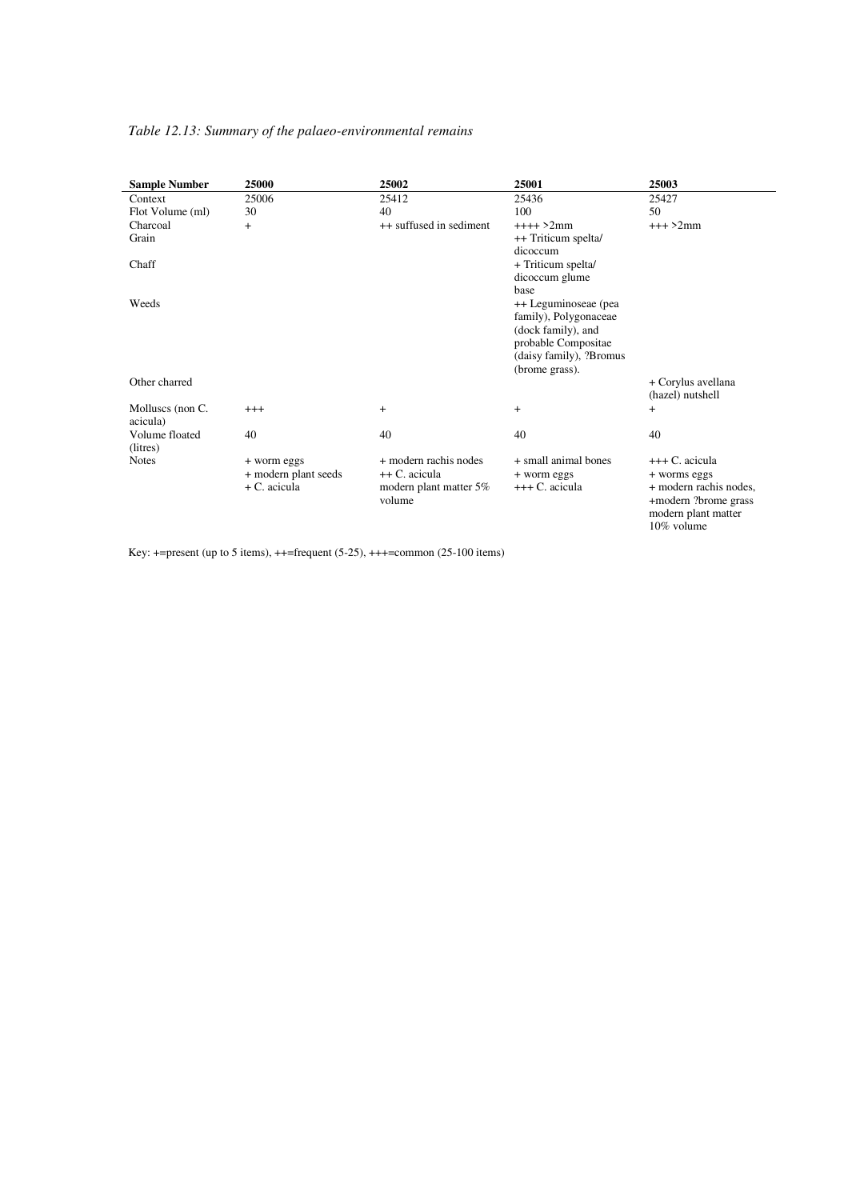*Table 12.13: Summary of the palaeo-environmental remains*

| Sample Number | 25000 | 25002 | 25001 | 25003 |
|---|---|---|---|---|
| Context | 25006 | 25412 | 25436 | 25427 |
| Flot Volume (ml) | 30 | 40 | 100 | 50 |
| Charcoal | + | ++ suffused in sediment | ++++ >2mm | +++ >2mm |
| Grain | | | ++ Triticum spelta/ dicoccum | |
| Chaff | | | + Triticum spelta/ dicoccum glume base | |
| Weeds | | | ++ Leguminoseae (pea family), Polygonaceae (dock family), and probable Compositae (daisy family), ?Bromus (brome grass). | |
| Other charred | | | | + Corylus avellana (hazel) nutshell |
| Molluscs (non C. acicula) | +++ | + | + | + |
| Volume floated (litres) | 40 | 40 | 40 | 40 |
| Notes | + worm eggs<br>+ modern plant seeds<br>+ C. acicula | + modern rachis nodes<br>++ C. acicula<br>modern plant matter 5% volume | + small animal bones<br>+ worm eggs<br>+++ C. acicula | +++ C. acicula<br>+ worms eggs<br>+ modern rachis nodes,<br>+modern ?brome grass<br>modern plant matter 10% volume |

Key: +=present (up to 5 items), ++=frequent (5-25), +++=common (25-100 items)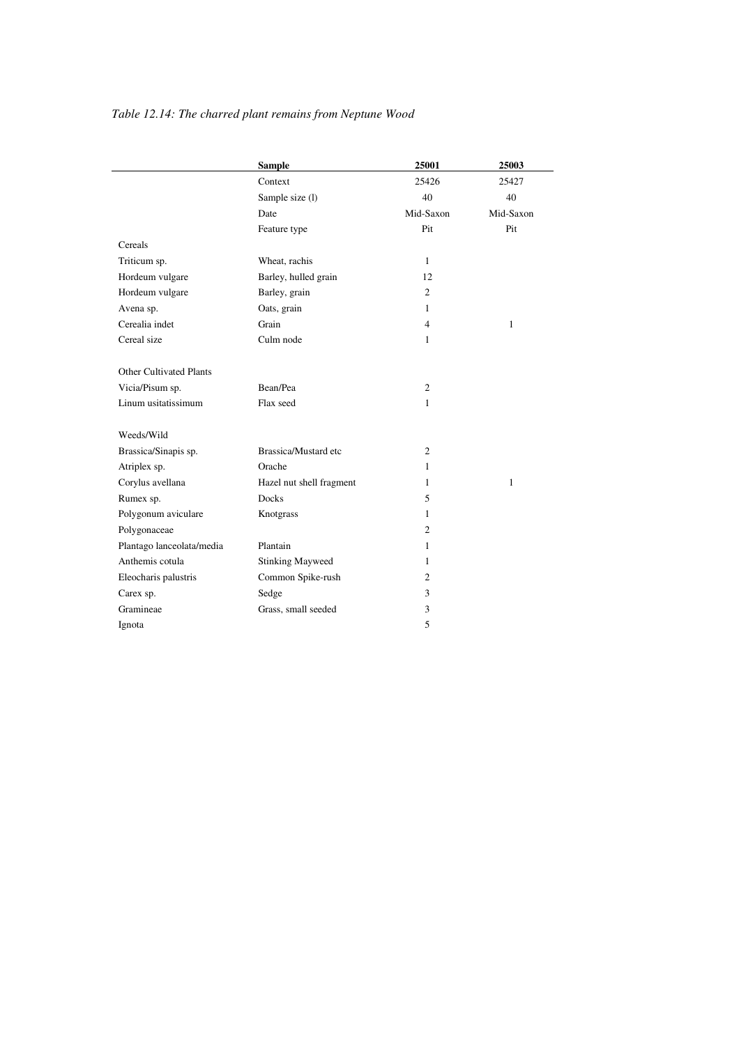*Table 12.14: The charred plant remains from Neptune Wood*

| | **Sample** | **25001** | **25003** |
|---|---|---|---|
| | Context | 25426 | 25427 |
| | Sample size (l) | 40 | 40 |
| | Date | Mid-Saxon | Mid-Saxon |
| | Feature type | Pit | Pit |
| Cereals | | | |
| Triticum sp. | Wheat, rachis | 1 | |
| Hordeum vulgare | Barley, hulled grain | 12 | |
| Hordeum vulgare | Barley, grain | 2 | |
| Avena sp. | Oats, grain | 1 | |
| Cerealia indet | Grain | 4 | 1 |
| Cereal size | Culm node | 1 | |
| | | | |
| Other Cultivated Plants | | | |
| Vicia/Pisum sp. | Bean/Pea | 2 | |
| Linum usitatissimum | Flax seed | 1 | |
| | | | |
| Weeds/Wild | | | |
| Brassica/Sinapis sp. | Brassica/Mustard etc | 2 | |
| Atriplex sp. | Orache | 1 | |
| Corylus avellana | Hazel nut shell fragment | 1 | 1 |
| Rumex sp. | Docks | 5 | |
| Polygonum aviculare | Knotgrass | 1 | |
| Polygonaceae | | 2 | |
| Plantago lanceolata/media | Plantain | 1 | |
| Anthemis cotula | Stinking Mayweed | 1 | |
| Eleocharis palustris | Common Spike-rush | 2 | |
| Carex sp. | Sedge | 3 | |
| Gramineae | Grass, small seeded | 3 | |
| Ignota | | 5 | |